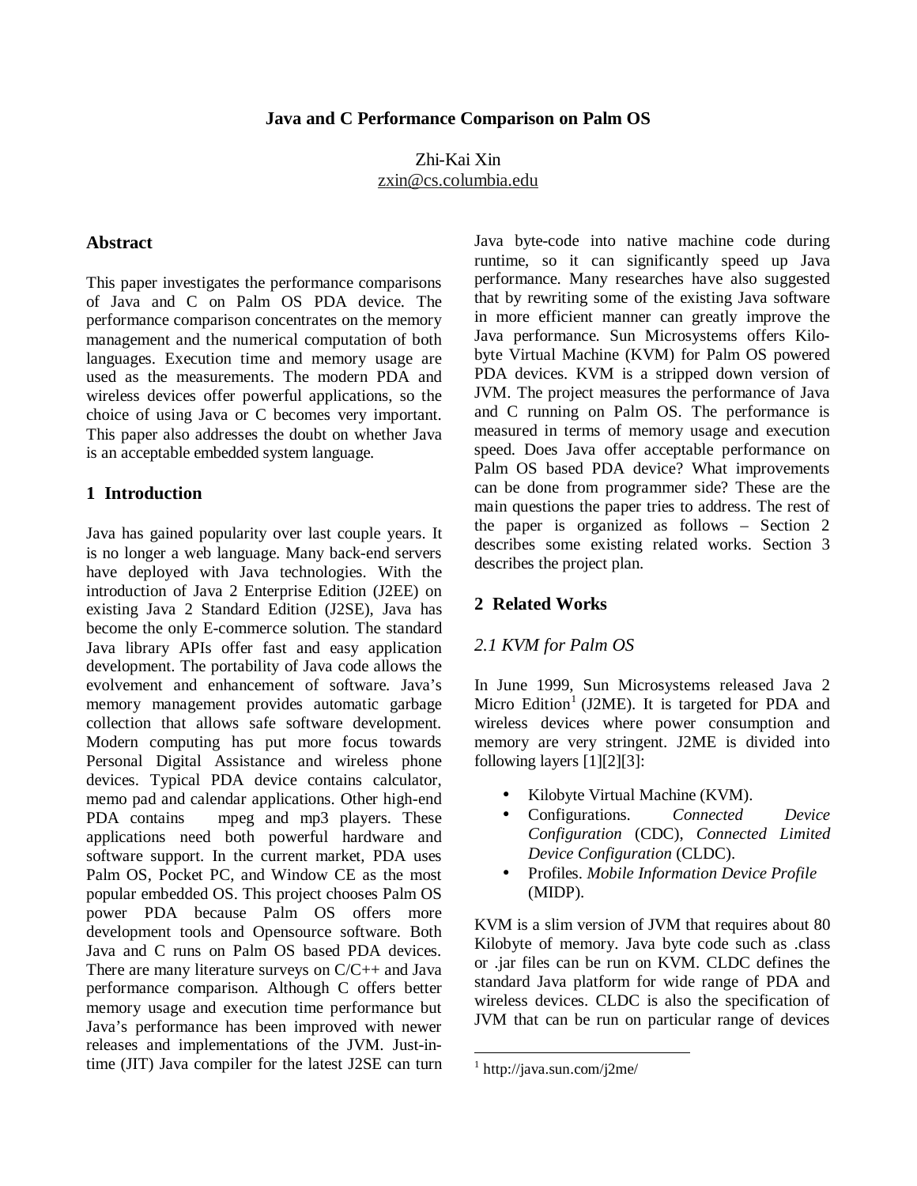# Java and C Performance Comparison on Palm OS

Zhi-Kai Xin
zxin@cs.columbia.edu

## Abstract

This paper investigates the performance comparisons of Java and C on Palm OS PDA device. The performance comparison concentrates on the memory management and the numerical computation of both languages. Execution time and memory usage are used as the measurements. The modern PDA and wireless devices offer powerful applications, so the choice of using Java or C becomes very important. This paper also addresses the doubt on whether Java is an acceptable embedded system language.

## 1 Introduction

Java has gained popularity over last couple years. It is no longer a web language. Many back-end servers have deployed with Java technologies. With the introduction of Java 2 Enterprise Edition (J2EE) on existing Java 2 Standard Edition (J2SE), Java has become the only E-commerce solution. The standard Java library APIs offer fast and easy application development. The portability of Java code allows the evolvement and enhancement of software. Java's memory management provides automatic garbage collection that allows safe software development. Modern computing has put more focus towards Personal Digital Assistance and wireless phone devices. Typical PDA device contains calculator, memo pad and calendar applications. Other high-end PDA contains mpeg and mp3 players. These applications need both powerful hardware and software support. In the current market, PDA uses Palm OS, Pocket PC, and Window CE as the most popular embedded OS. This project chooses Palm OS power PDA because Palm OS offers more development tools and Opensource software. Both Java and C runs on Palm OS based PDA devices. There are many literature surveys on C/C++ and Java performance comparison. Although C offers better memory usage and execution time performance but Java's performance has been improved with newer releases and implementations of the JVM. Just-in-time (JIT) Java compiler for the latest J2SE can turn Java byte-code into native machine code during runtime, so it can significantly speed up Java performance. Many researches have also suggested that by rewriting some of the existing Java software in more efficient manner can greatly improve the Java performance. Sun Microsystems offers Kilo-byte Virtual Machine (KVM) for Palm OS powered PDA devices. KVM is a stripped down version of JVM. The project measures the performance of Java and C running on Palm OS. The performance is measured in terms of memory usage and execution speed. Does Java offer acceptable performance on Palm OS based PDA device? What improvements can be done from programmer side? These are the main questions the paper tries to address. The rest of the paper is organized as follows – Section 2 describes some existing related works. Section 3 describes the project plan.

## 2 Related Works

### *2.1 KVM for Palm OS*

In June 1999, Sun Microsystems released Java 2 Micro Edition[1] (J2ME). It is targeted for PDA and wireless devices where power consumption and memory are very stringent. J2ME is divided into following layers [1][2][3]:

- Kilobyte Virtual Machine (KVM).
- Configurations. *Connected Device Configuration* (CDC), *Connected Limited Device Configuration* (CLDC).
- Profiles. *Mobile Information Device Profile* (MIDP).

KVM is a slim version of JVM that requires about 80 Kilobyte of memory. Java byte code such as .class or .jar files can be run on KVM. CLDC defines the standard Java platform for wide range of PDA and wireless devices. CLDC is also the specification of JVM that can be run on particular range of devices

[1] http://java.sun.com/j2me/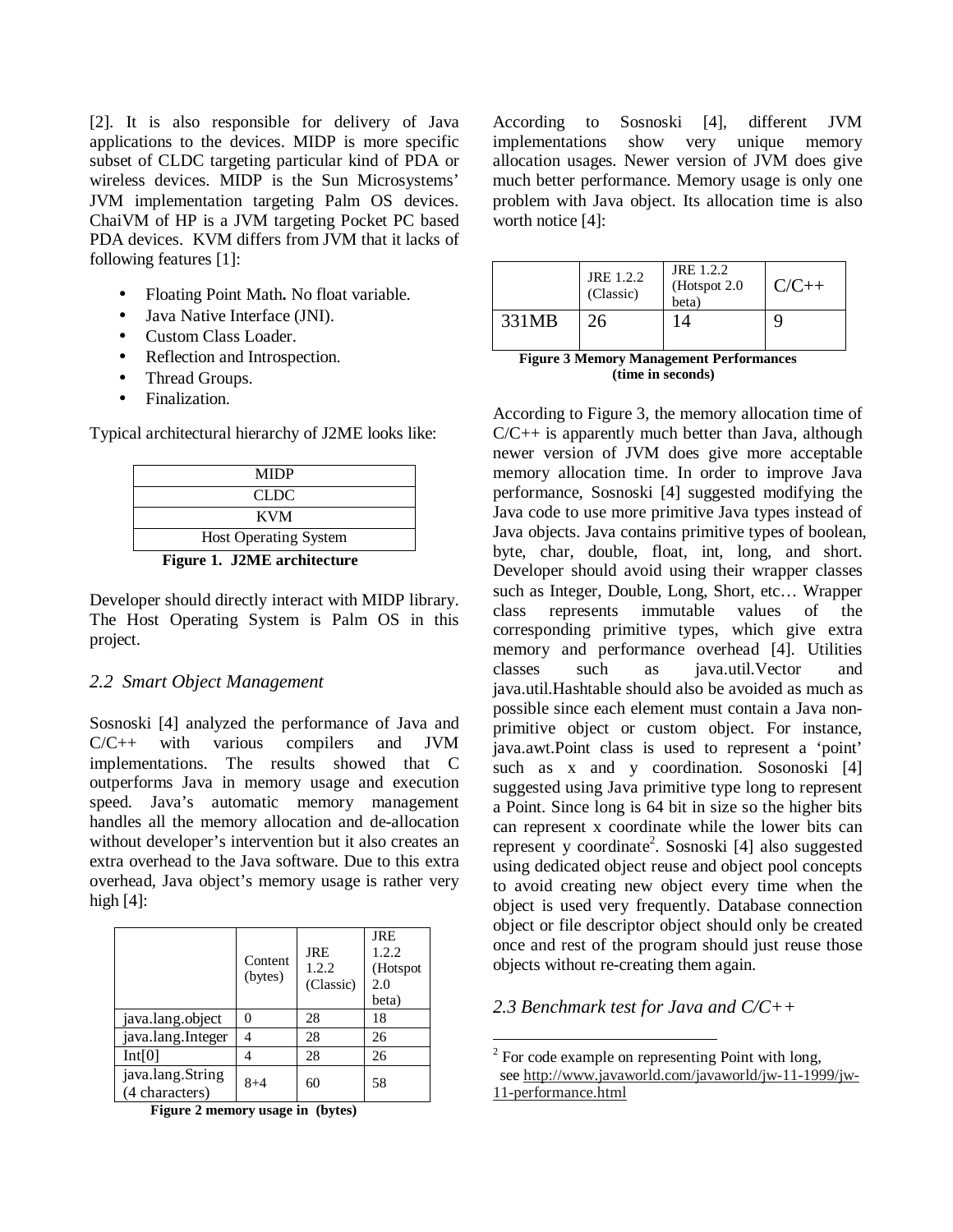[2]. It is also responsible for delivery of Java applications to the devices. MIDP is more specific subset of CLDC targeting particular kind of PDA or wireless devices. MIDP is the Sun Microsystems' JVM implementation targeting Palm OS devices. ChaiVM of HP is a JVM targeting Pocket PC based PDA devices. KVM differs from JVM that it lacks of following features [1]:

- Floating Point Math**.** No float variable.
- Java Native Interface (JNI).
- Custom Class Loader.
- Reflection and Introspection.
- Thread Groups.
- Finalization.

Typical architectural hierarchy of J2ME looks like:

| MIDP |
|---|
| CLDC |
| KVM |
| Host Operating System |

**Figure 1. J2ME architecture**

Developer should directly interact with MIDP library. The Host Operating System is Palm OS in this project.

## *2.2 Smart Object Management*

Sosnoski [4] analyzed the performance of Java and C/C++ with various compilers and JVM implementations. The results showed that C outperforms Java in memory usage and execution speed. Java's automatic memory management handles all the memory allocation and de-allocation without developer's intervention but it also creates an extra overhead to the Java software. Due to this extra overhead, Java object's memory usage is rather very high [4]:

| | Content (bytes) | JRE 1.2.2 (Classic) | JRE 1.2.2 (Hotspot 2.0 beta) |
|---|---|---|---|
| java.lang.object | 0 | 28 | 18 |
| java.lang.Integer | 4 | 28 | 26 |
| Int[0] | 4 | 28 | 26 |
| java.lang.String (4 characters) | 8+4 | 60 | 58 |

**Figure 2 memory usage in (bytes)**

According to Sosnoski [4], different JVM implementations show very unique memory allocation usages. Newer version of JVM does give much better performance. Memory usage is only one problem with Java object. Its allocation time is also worth notice [4]:

| | JRE 1.2.2 (Classic) | JRE 1.2.2 (Hotspot 2.0 beta) | C/C++ |
|---|---|---|---|
| 331MB | 26 | 14 | 9 |

**Figure 3 Memory Management Performances (time in seconds)**

According to Figure 3, the memory allocation time of C/C++ is apparently much better than Java, although newer version of JVM does give more acceptable memory allocation time. In order to improve Java performance, Sosnoski [4] suggested modifying the Java code to use more primitive Java types instead of Java objects. Java contains primitive types of boolean, byte, char, double, float, int, long, and short. Developer should avoid using their wrapper classes such as Integer, Double, Long, Short, etc… Wrapper class represents immutable values of the corresponding primitive types, which give extra memory and performance overhead [4]. Utilities classes such as java.util.Vector and java.util.Hashtable should also be avoided as much as possible since each element must contain a Java non-primitive object or custom object. For instance, java.awt.Point class is used to represent a 'point' such as x and y coordination. Sosonoski [4] suggested using Java primitive type long to represent a Point. Since long is 64 bit in size so the higher bits can represent x coordinate while the lower bits can represent y coordinate[2]. Sosnoski [4] also suggested using dedicated object reuse and object pool concepts to avoid creating new object every time when the object is used very frequently. Database connection object or file descriptor object should only be created once and rest of the program should just reuse those objects without re-creating them again.

## *2.3 Benchmark test for Java and C/C++*

[2] For code example on representing Point with long, see http://www.javaworld.com/javaworld/jw-11-1999/jw-11-performance.html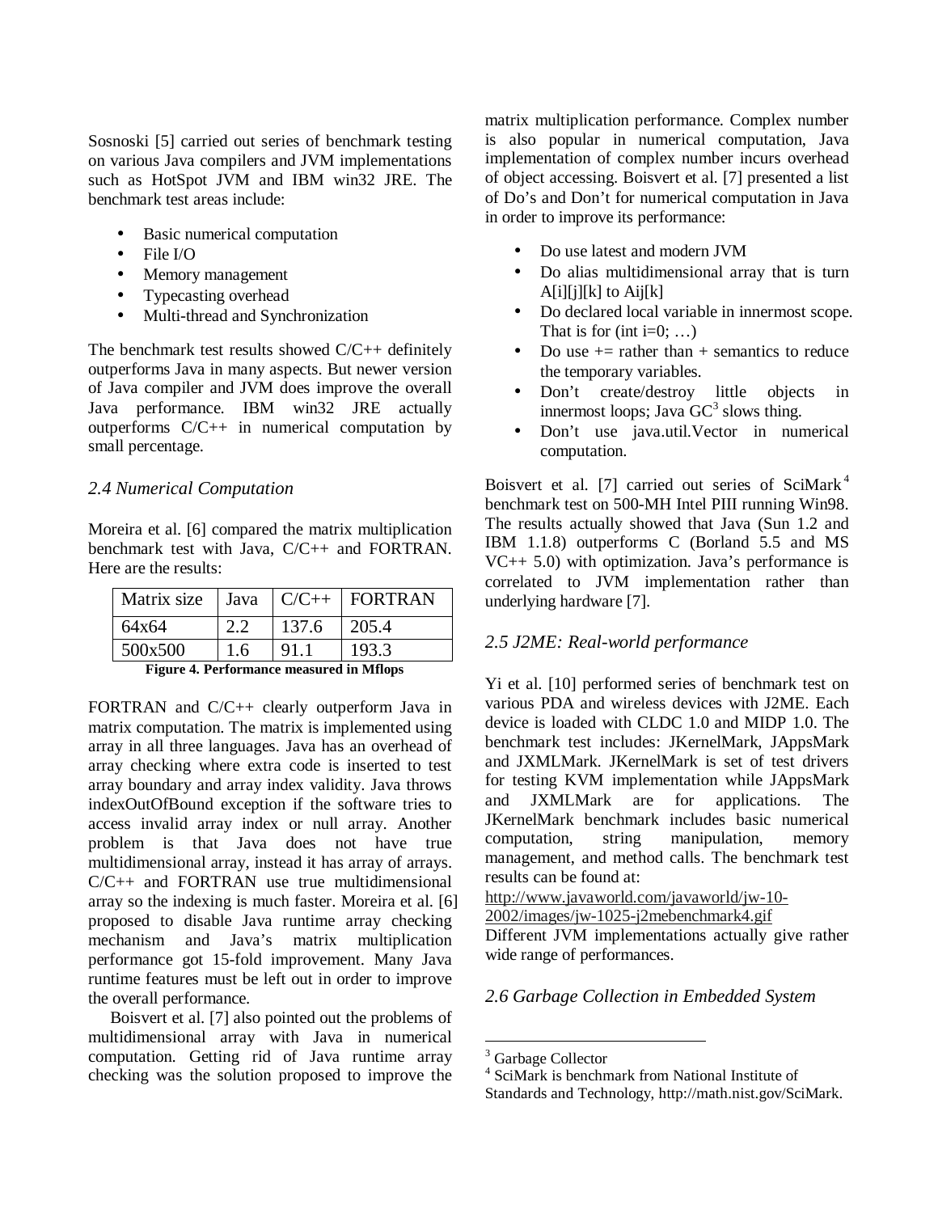Sosnoski [5] carried out series of benchmark testing on various Java compilers and JVM implementations such as HotSpot JVM and IBM win32 JRE. The benchmark test areas include:

- Basic numerical computation
- File I/O
- Memory management
- Typecasting overhead
- Multi-thread and Synchronization

The benchmark test results showed C/C++ definitely outperforms Java in many aspects. But newer version of Java compiler and JVM does improve the overall Java performance. IBM win32 JRE actually outperforms C/C++ in numerical computation by small percentage.

### *2.4 Numerical Computation*

Moreira et al. [6] compared the matrix multiplication benchmark test with Java, C/C++ and FORTRAN. Here are the results:

| Matrix size | Java | C/C++ | FORTRAN |
|---|---|---|---|
| 64x64 | 2.2 | 137.6 | 205.4 |
| 500x500 | 1.6 | 91.1 | 193.3 |

**Figure 4. Performance measured in Mflops**

FORTRAN and C/C++ clearly outperform Java in matrix computation. The matrix is implemented using array in all three languages. Java has an overhead of array checking where extra code is inserted to test array boundary and array index validity. Java throws indexOutOfBound exception if the software tries to access invalid array index or null array. Another problem is that Java does not have true multidimensional array, instead it has array of arrays. C/C++ and FORTRAN use true multidimensional array so the indexing is much faster. Moreira et al. [6] proposed to disable Java runtime array checking mechanism and Java's matrix multiplication performance got 15-fold improvement. Many Java runtime features must be left out in order to improve the overall performance.

Boisvert et al. [7] also pointed out the problems of multidimensional array with Java in numerical computation. Getting rid of Java runtime array checking was the solution proposed to improve the matrix multiplication performance. Complex number is also popular in numerical computation, Java implementation of complex number incurs overhead of object accessing. Boisvert et al. [7] presented a list of Do's and Don't for numerical computation in Java in order to improve its performance:

- Do use latest and modern JVM
- Do alias multidimensional array that is turn A[i][j][k] to Aij[k]
- Do declared local variable in innermost scope. That is for (int i=0; …)
- Do use += rather than + semantics to reduce the temporary variables.
- Don't create/destroy little objects in innermost loops; Java GC[3] slows thing.
- Don't use java.util.Vector in numerical computation.

Boisvert et al. [7] carried out series of SciMark[4] benchmark test on 500-MH Intel PIII running Win98. The results actually showed that Java (Sun 1.2 and IBM 1.1.8) outperforms C (Borland 5.5 and MS VC++ 5.0) with optimization. Java's performance is correlated to JVM implementation rather than underlying hardware [7].

### *2.5 J2ME: Real-world performance*

Yi et al. [10] performed series of benchmark test on various PDA and wireless devices with J2ME. Each device is loaded with CLDC 1.0 and MIDP 1.0. The benchmark test includes: JKernelMark, JAppsMark and JXMLMark. JKernelMark is set of test drivers for testing KVM implementation while JAppsMark and JXMLMark are for applications. The JKernelMark benchmark includes basic numerical computation, string manipulation, memory management, and method calls. The benchmark test results can be found at:
http://www.javaworld.com/javaworld/jw-10-2002/images/jw-1025-j2mebenchmark4.gif
Different JVM implementations actually give rather wide range of performances.

### *2.6 Garbage Collection in Embedded System*

[3] Garbage Collector
[4] SciMark is benchmark from National Institute of Standards and Technology, http://math.nist.gov/SciMark.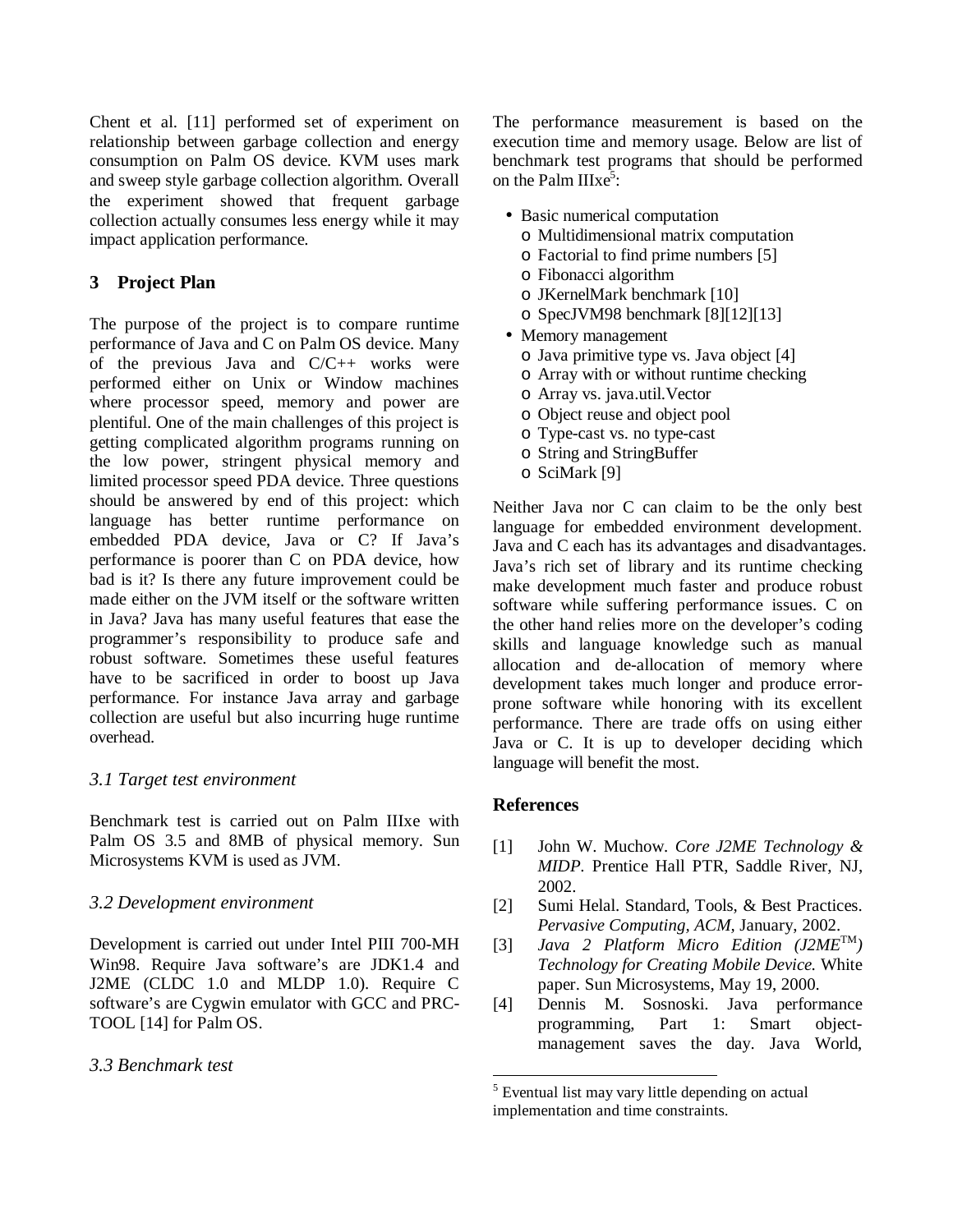Chent et al. [11] performed set of experiment on relationship between garbage collection and energy consumption on Palm OS device. KVM uses mark and sweep style garbage collection algorithm. Overall the experiment showed that frequent garbage collection actually consumes less energy while it may impact application performance.

## 3 Project Plan

The purpose of the project is to compare runtime performance of Java and C on Palm OS device. Many of the previous Java and C/C++ works were performed either on Unix or Window machines where processor speed, memory and power are plentiful. One of the main challenges of this project is getting complicated algorithm programs running on the low power, stringent physical memory and limited processor speed PDA device. Three questions should be answered by end of this project: which language has better runtime performance on embedded PDA device, Java or C? If Java's performance is poorer than C on PDA device, how bad is it? Is there any future improvement could be made either on the JVM itself or the software written in Java? Java has many useful features that ease the programmer's responsibility to produce safe and robust software. Sometimes these useful features have to be sacrificed in order to boost up Java performance. For instance Java array and garbage collection are useful but also incurring huge runtime overhead.

### *3.1 Target test environment*

Benchmark test is carried out on Palm IIIxe with Palm OS 3.5 and 8MB of physical memory. Sun Microsystems KVM is used as JVM.

### *3.2 Development environment*

Development is carried out under Intel PIII 700-MH Win98. Require Java software's are JDK1.4 and J2ME (CLDC 1.0 and MLDP 1.0). Require C software's are Cygwin emulator with GCC and PRC-TOOL [14] for Palm OS.

### *3.3 Benchmark test*

The performance measurement is based on the execution time and memory usage. Below are list of benchmark test programs that should be performed on the Palm IIIxe[5]:

- Basic numerical computation
  - Multidimensional matrix computation
  - Factorial to find prime numbers [5]
  - Fibonacci algorithm
  - JKernelMark benchmark [10]
  - SpecJVM98 benchmark [8][12][13]
- Memory management
  - Java primitive type vs. Java object [4]
  - Array with or without runtime checking
  - Array vs. java.util.Vector
  - Object reuse and object pool
  - Type-cast vs. no type-cast
  - String and StringBuffer
  - SciMark [9]

Neither Java nor C can claim to be the only best language for embedded environment development. Java and C each has its advantages and disadvantages. Java's rich set of library and its runtime checking make development much faster and produce robust software while suffering performance issues. C on the other hand relies more on the developer's coding skills and language knowledge such as manual allocation and de-allocation of memory where development takes much longer and produce error-prone software while honoring with its excellent performance. There are trade offs on using either Java or C. It is up to developer deciding which language will benefit the most.

## References

[1] John W. Muchow. *Core J2ME Technology & MIDP*. Prentice Hall PTR, Saddle River, NJ, 2002.

[2] Sumi Helal. Standard, Tools, & Best Practices. *Pervasive Computing, ACM*, January, 2002.

[3] *Java 2 Platform Micro Edition (J2ME™) Technology for Creating Mobile Device.* White paper. Sun Microsystems, May 19, 2000.

[4] Dennis M. Sosnoski. Java performance programming, Part 1: Smart object-management saves the day. Java World,

[5] Eventual list may vary little depending on actual implementation and time constraints.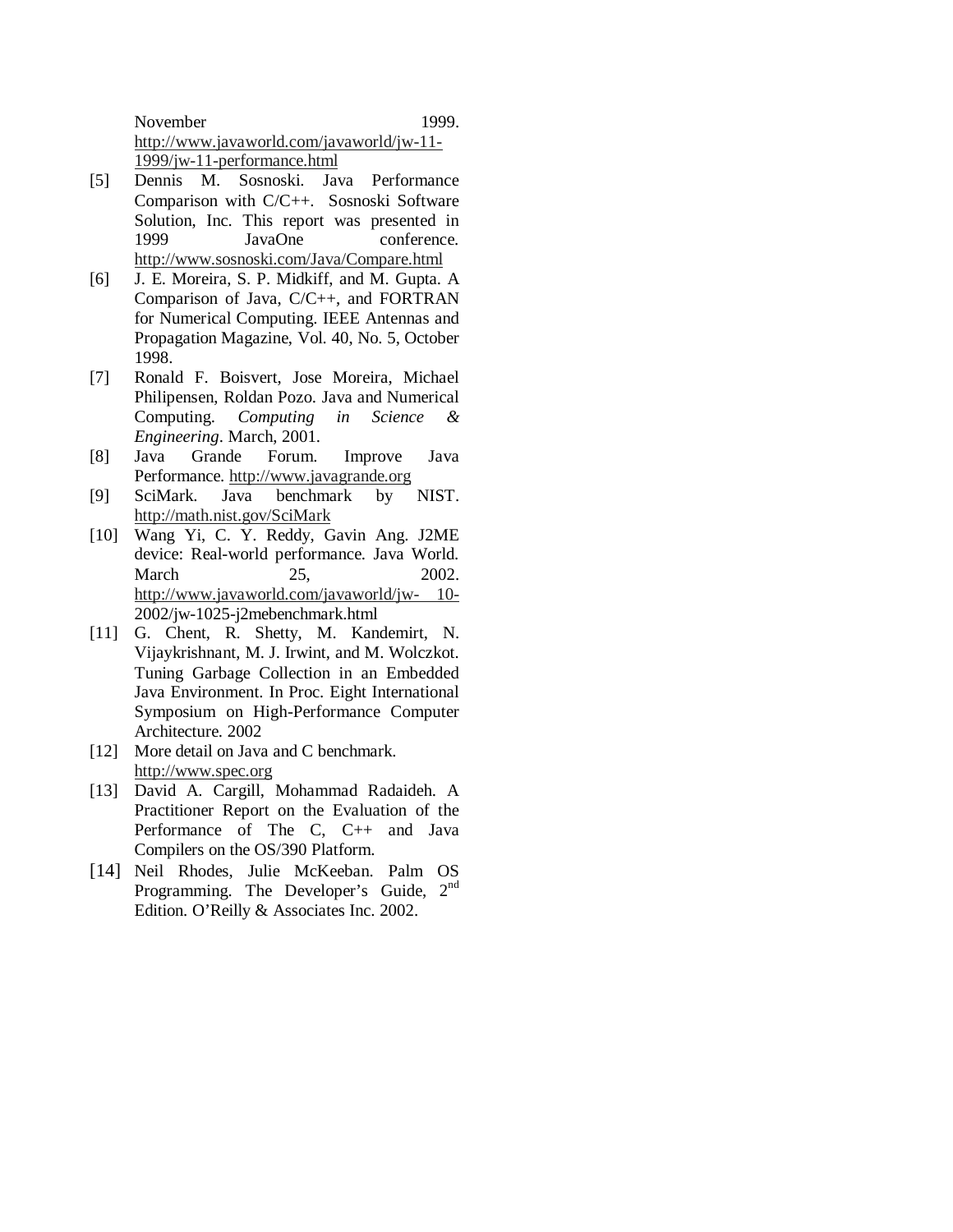November 1999. http://www.javaworld.com/javaworld/jw-11-1999/jw-11-performance.html

[5] Dennis M. Sosnoski. Java Performance Comparison with C/C++. Sosnoski Software Solution, Inc. This report was presented in 1999 JavaOne conference. http://www.sosnoski.com/Java/Compare.html

[6] J. E. Moreira, S. P. Midkiff, and M. Gupta. A Comparison of Java, C/C++, and FORTRAN for Numerical Computing. IEEE Antennas and Propagation Magazine, Vol. 40, No. 5, October 1998.

[7] Ronald F. Boisvert, Jose Moreira, Michael Philipensen, Roldan Pozo. Java and Numerical Computing. *Computing in Science & Engineering*. March, 2001.

[8] Java Grande Forum. Improve Java Performance. http://www.javagrande.org

[9] SciMark. Java benchmark by NIST. http://math.nist.gov/SciMark

[10] Wang Yi, C. Y. Reddy, Gavin Ang. J2ME device: Real-world performance. Java World. March 25, 2002. http://www.javaworld.com/javaworld/jw- 10-2002/jw-1025-j2mebenchmark.html

[11] G. Chent, R. Shetty, M. Kandemirt, N. Vijaykrishnant, M. J. Irwint, and M. Wolczkot. Tuning Garbage Collection in an Embedded Java Environment. In Proc. Eight International Symposium on High-Performance Computer Architecture. 2002

[12] More detail on Java and C benchmark. http://www.spec.org

[13] David A. Cargill, Mohammad Radaideh. A Practitioner Report on the Evaluation of the Performance of The C, C++ and Java Compilers on the OS/390 Platform.

[14] Neil Rhodes, Julie McKeeban. Palm OS Programming. The Developer's Guide, 2nd Edition. O'Reilly & Associates Inc. 2002.